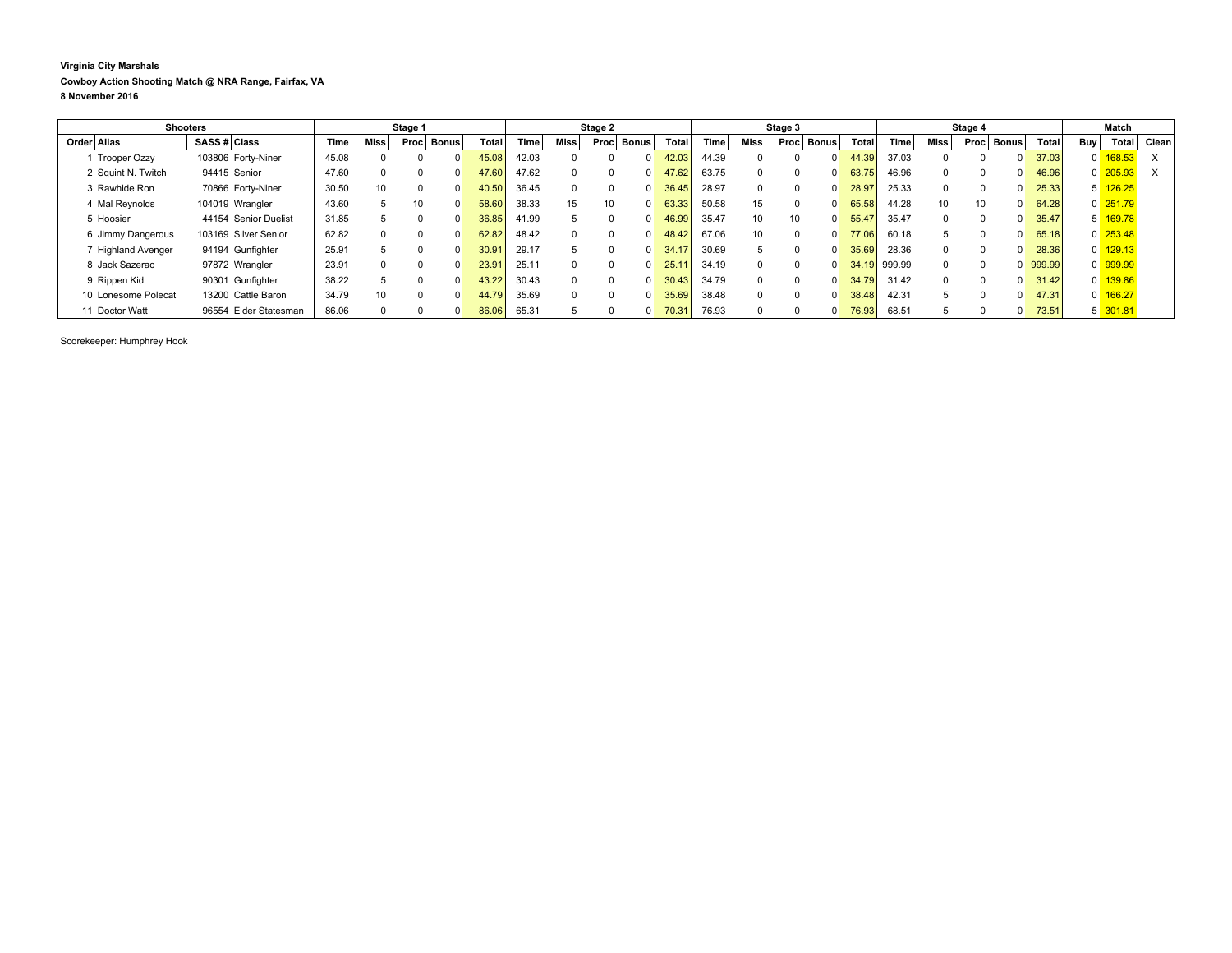**Virginia City Marshals**

**Cowboy Action Shooting Match @ NRA Range, Fairfax, VA**

**8 November 2016**

| Shooters | | | | Stage 1 | | | | | Stage 2 | | | | | Stage 3 | | | | | Stage 4 | | | | | Match | | |
|---|---|---|---|---|---|---|---|---|---|---|---|---|---|---|---|---|---|---|---|---|---|---|---|---|---|---|
| Order | Alias | SASS # | Class | Time | Miss | Proc | Bonus | Total | Time | Miss | Proc | Bonus | Total | Time | Miss | Proc | Bonus | Total | Time | Miss | Proc | Bonus | Total | Buy | Total | Clean |
| 1 | Trooper Ozzy | 103806 | Forty-Niner | 45.08 | 0 | 0 | 0 | 45.08 | 42.03 | 0 | 0 | 0 | 42.03 | 44.39 | 0 | 0 | 0 | 44.39 | 37.03 | 0 | 0 | 0 | 37.03 | 0 | 168.53 | X |
| 2 | Squint N. Twitch | 94415 | Senior | 47.60 | 0 | 0 | 0 | 47.60 | 47.62 | 0 | 0 | 0 | 47.62 | 63.75 | 0 | 0 | 0 | 63.75 | 46.96 | 0 | 0 | 0 | 46.96 | 0 | 205.93 | X |
| 3 | Rawhide Ron | 70866 | Forty-Niner | 30.50 | 10 | 0 | 0 | 40.50 | 36.45 | 0 | 0 | 0 | 36.45 | 28.97 | 0 | 0 | 0 | 28.97 | 25.33 | 0 | 0 | 0 | 25.33 | 5 | 126.25 | |
| 4 | Mal Reynolds | 104019 | Wrangler | 43.60 | 5 | 10 | 0 | 58.60 | 38.33 | 15 | 10 | 0 | 63.33 | 50.58 | 15 | 0 | 0 | 65.58 | 44.28 | 10 | 10 | 0 | 64.28 | 0 | 251.79 | |
| 5 | Hoosier | 44154 | Senior Duelist | 31.85 | 5 | 0 | 0 | 36.85 | 41.99 | 5 | 0 | 0 | 46.99 | 35.47 | 10 | 10 | 0 | 55.47 | 35.47 | 0 | 0 | 0 | 35.47 | 5 | 169.78 | |
| 6 | Jimmy Dangerous | 103169 | Silver Senior | 62.82 | 0 | 0 | 0 | 62.82 | 48.42 | 0 | 0 | 0 | 48.42 | 67.06 | 10 | 0 | 0 | 77.06 | 60.18 | 5 | 0 | 0 | 65.18 | 0 | 253.48 | |
| 7 | Highland Avenger | 94194 | Gunfighter | 25.91 | 5 | 0 | 0 | 30.91 | 29.17 | 5 | 0 | 0 | 34.17 | 30.69 | 5 | 0 | 0 | 35.69 | 28.36 | 0 | 0 | 0 | 28.36 | 0 | 129.13 | |
| 8 | Jack Sazerac | 97872 | Wrangler | 23.91 | 0 | 0 | 0 | 23.91 | 25.11 | 0 | 0 | 0 | 25.11 | 34.19 | 0 | 0 | 0 | 34.19 | 999.99 | 0 | 0 | 0 | 999.99 | 0 | 999.99 | |
| 9 | Rippen Kid | 90301 | Gunfighter | 38.22 | 5 | 0 | 0 | 43.22 | 30.43 | 0 | 0 | 0 | 30.43 | 34.79 | 0 | 0 | 0 | 34.79 | 31.42 | 0 | 0 | 0 | 31.42 | 0 | 139.86 | |
| 10 | Lonesome Polecat | 13200 | Cattle Baron | 34.79 | 10 | 0 | 0 | 44.79 | 35.69 | 0 | 0 | 0 | 35.69 | 38.48 | 0 | 0 | 0 | 38.48 | 42.31 | 5 | 0 | 0 | 47.31 | 0 | 166.27 | |
| 11 | Doctor Watt | 96554 | Elder Statesman | 86.06 | 0 | 0 | 0 | 86.06 | 65.31 | 5 | 0 | 0 | 70.31 | 76.93 | 0 | 0 | 0 | 76.93 | 68.51 | 5 | 0 | 0 | 73.51 | 5 | 301.81 | |

Scorekeeper: Humphrey Hook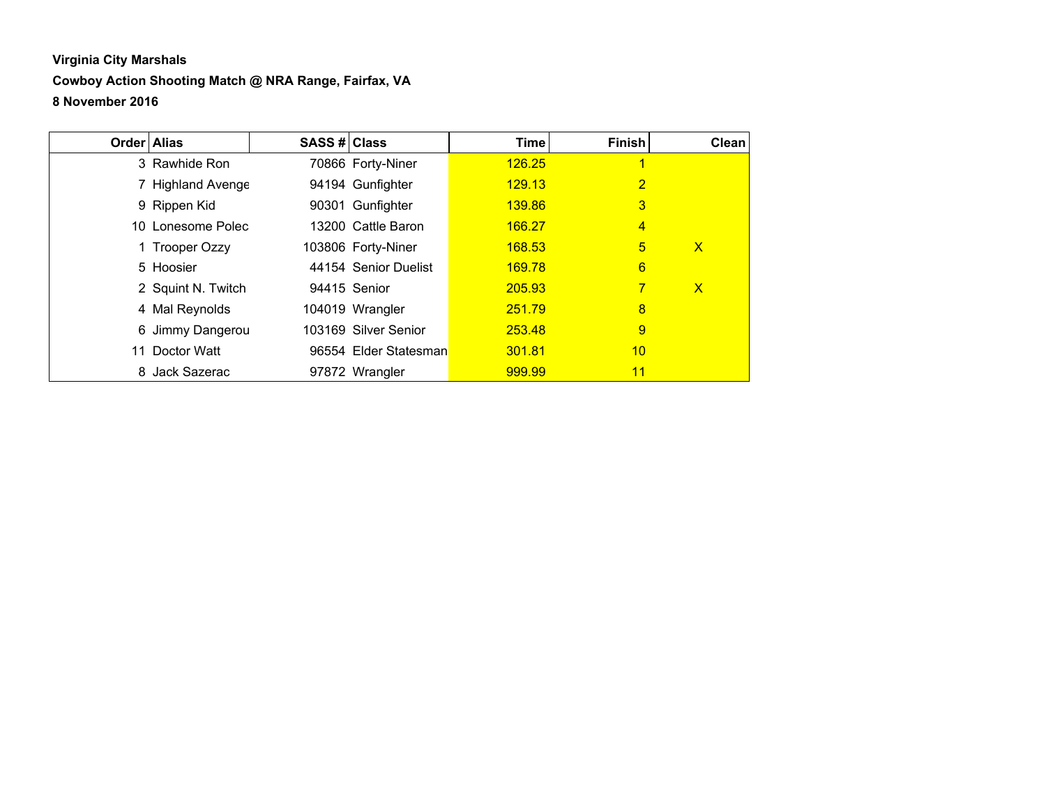**Virginia City Marshals**

**Cowboy Action Shooting Match @ NRA Range, Fairfax, VA**

**8 November 2016**

| Order | Alias | SASS # | Class | Time | Finish | Clean |
|---|---|---|---|---|---|---|
| 3 | Rawhide Ron | 70866 | Forty-Niner | 126.25 | 1 | |
| 7 | Highland Avenge | 94194 | Gunfighter | 129.13 | 2 | |
| 9 | Rippen Kid | 90301 | Gunfighter | 139.86 | 3 | |
| 10 | Lonesome Polec | 13200 | Cattle Baron | 166.27 | 4 | |
| 1 | Trooper Ozzy | 103806 | Forty-Niner | 168.53 | 5 | X |
| 5 | Hoosier | 44154 | Senior Duelist | 169.78 | 6 | |
| 2 | Squint N. Twitch | 94415 | Senior | 205.93 | 7 | X |
| 4 | Mal Reynolds | 104019 | Wrangler | 251.79 | 8 | |
| 6 | Jimmy Dangerou | 103169 | Silver Senior | 253.48 | 9 | |
| 11 | Doctor Watt | 96554 | Elder Statesman | 301.81 | 10 | |
| 8 | Jack Sazerac | 97872 | Wrangler | 999.99 | 11 | |